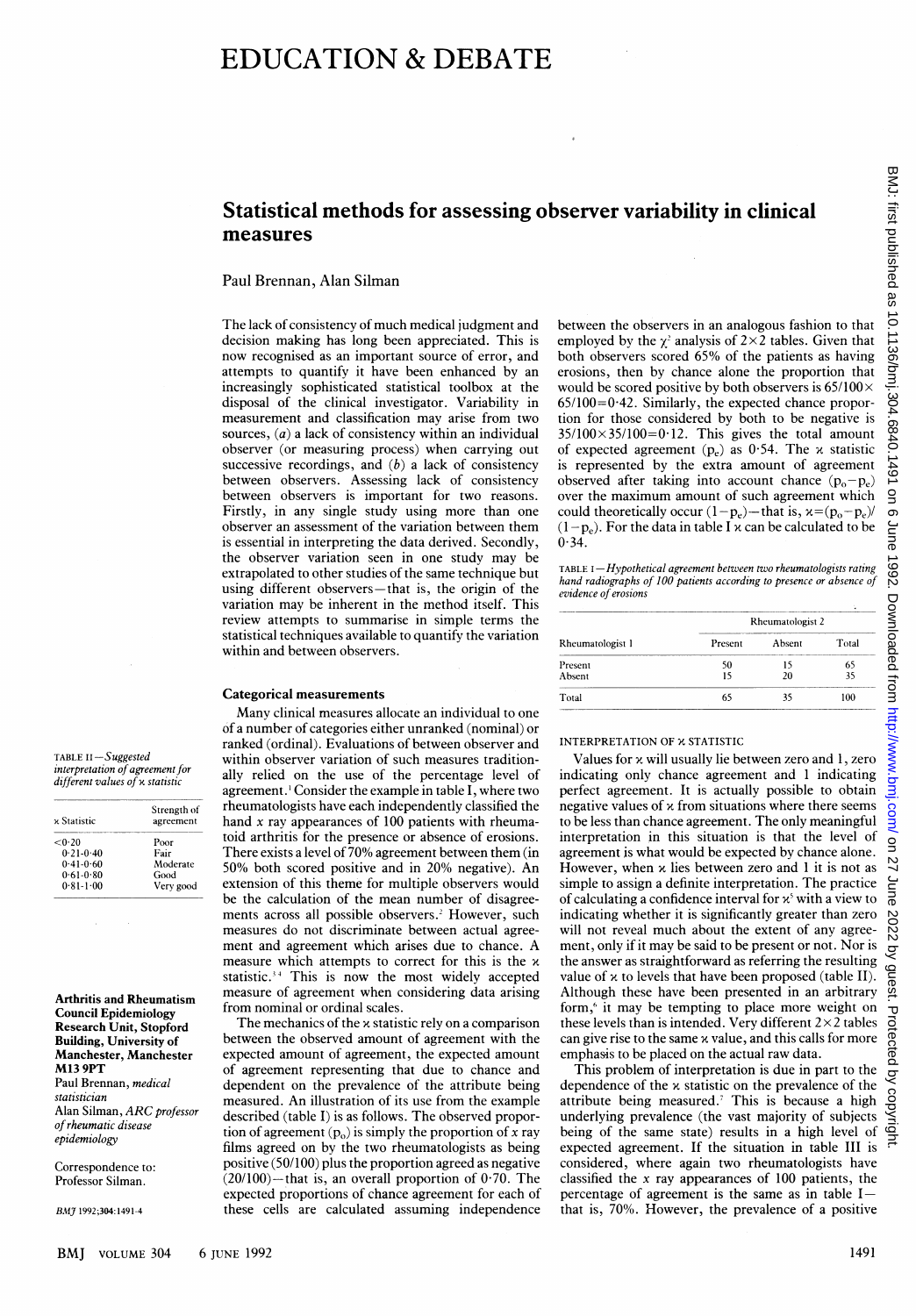# EDUCATION & DEBATE

## Statistical methods for assessing observer variability in clinical measures

Paul Brennan, Alan Silman

The lack of consistency of much medical judgment and decision making has long been appreciated. This is now recognised as an important source of error, and attempts to quantify it have been enhanced by an increasingly sophisticated statistical toolbox at the disposal of the clinical investigator. Variability in measurement and classification may arise from two sources, (*a*) a lack of consistency within an individual observer (or measuring process) when carrying out successive recordings, and (*b*) a lack of consistency between observers. Assessing lack of consistency between observers is important for two reasons. Firstly, in any single study using more than one observer an assessment of the variation between them is essential in interpreting the data derived. Secondly, the observer variation seen in one study may be extrapolated to other studies of the same technique but using different observers—that is, the origin of the variation may be inherent in the method itself. This review attempts to summarise in simple terms the statistical techniques available to quantify the variation within and between observers.

### Categorical measurements

Many clinical measures allocate an individual to one of a number of categories either unranked (nominal) or ranked (ordinal). Evaluations of between observer and within observer variation of such measures traditionally relied on the use of the percentage level of agreement.[1] Consider the example in table I, where two rheumatologists have each independently classified the hand *x* ray appearances of 100 patients with rheumatoid arthritis for the presence or absence of erosions. There exists a level of 70% agreement between them (in 50% both scored positive and in 20% negative). An extension of this theme for multiple observers would be the calculation of the mean number of disagreements across all possible observers.[2] However, such measures do not discriminate between actual agreement and agreement which arises due to chance. A measure which attempts to correct for this is the $\kappa$ statistic.[3,4] This is now the most widely accepted measure of agreement when considering data arising from nominal or ordinal scales.

The mechanics of the $\kappa$ statistic rely on a comparison between the observed amount of agreement with the expected amount of agreement, the expected amount of agreement representing that due to chance and dependent on the prevalence of the attribute being measured. An illustration of its use from the example described (table I) is as follows. The observed proportion of agreement ($p_o$) is simply the proportion of *x* ray films agreed on by the two rheumatologists as being positive (50/100) plus the proportion agreed as negative (20/100)—that is, an overall proportion of 0·70. The expected proportions of chance agreement for each of these cells are calculated assuming independence between the observers in an analogous fashion to that employed by the $\chi^2$ analysis of $2\times2$ tables. Given that both observers scored 65% of the patients as having erosions, then by chance alone the proportion that would be scored positive by both observers is $65/100\times65/100=0{\cdot}42$. Similarly, the expected chance proportion for those considered by both to be negative is $35/100\times35/100=0{\cdot}12$. This gives the total amount of expected agreement ($p_e$) as 0·54. The $\kappa$ statistic is represented by the extra amount of agreement observed after taking into account chance ($p_o-p_e$) over the maximum amount of such agreement which could theoretically occur ($1-p_e$)—that is, $\kappa=(p_o-p_e)/(1-p_e)$. For the data in table I $\kappa$ can be calculated to be 0·34.

TABLE I—*Hypothetical agreement between two rheumatologists rating hand radiographs of 100 patients according to presence or absence of evidence of erosions*

| Rheumatologist 1 | Rheumatologist 2: Present | Absent | Total |
|---|---|---|---|
| Present | 50 | 15 | 65 |
| Absent | 15 | 20 | 35 |
| Total | 65 | 35 | 100 |

#### INTERPRETATION OF $\kappa$ STATISTIC

Values for $\kappa$ will usually lie between zero and 1, zero indicating only chance agreement and 1 indicating perfect agreement. It is actually possible to obtain negative values of $\kappa$ from situations where there seems to be less than chance agreement. The only meaningful interpretation in this situation is that the level of agreement is what would be expected by chance alone. However, when $\kappa$ lies between zero and 1 it is not as simple to assign a definite interpretation. The practice of calculating a confidence interval for $\kappa$[5] with a view to indicating whether it is significantly greater than zero will not reveal much about the extent of any agreement, only if it may be said to be present or not. Nor is the answer as straightforward as referring the resulting value of $\kappa$ to levels that have been proposed (table II). Although these have been presented in an arbitrary form,[6] it may be tempting to place more weight on these levels than is intended. Very different $2\times2$ tables can give rise to the same $\kappa$ value, and this calls for more emphasis to be placed on the actual raw data.

This problem of interpretation is due in part to the dependence of the $\kappa$ statistic on the prevalence of the attribute being measured.[7] This is because a high underlying prevalence (the vast majority of subjects being of the same state) results in a high level of expected agreement. If the situation in table III is considered, where again two rheumatologists have classified the *x* ray appearances of 100 patients, the percentage of agreement is the same as in table I—that is, 70%. However, the prevalence of a positive

TABLE II—*Suggested interpretation of agreement for different values of $\kappa$ statistic*

| $\kappa$ Statistic | Strength of agreement |
|---|---|
| <0·20 | Poor |
| 0·21-0·40 | Fair |
| 0·41-0·60 | Moderate |
| 0·61-0·80 | Good |
| 0·81-1·00 | Very good |

**Arthritis and Rheumatism Council Epidemiology Research Unit, Stopford Building, University of Manchester, Manchester M13 9PT**

Paul Brennan, *medical statistician*

Alan Silman, *ARC professor of rheumatic disease epidemiology*

Correspondence to: Professor Silman.

*BMJ* 1992;304:1491-4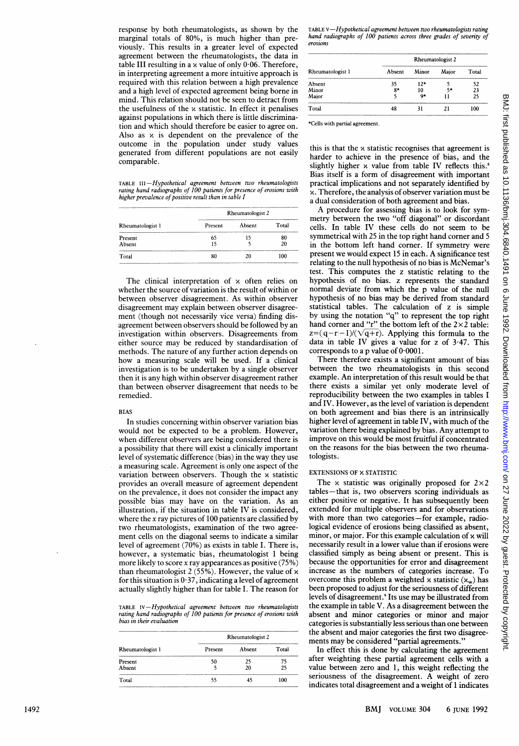response by both rheumatologists, as shown by the marginal totals of 80%, is much higher than previously. This results in a greater level of expected agreement between the rheumatologists, the data in table III resulting in a $\kappa$ value of only 0·06. Therefore, in interpreting agreement a more intuitive approach is required with this relation between a high prevalence and a high level of expected agreement being borne in mind. This relation should not be seen to detract from the usefulness of the $\kappa$ statistic. In effect it penalises against populations in which there is little discrimination and which should therefore be easier to agree on. Also as $\kappa$ is dependent on the prevalence of the outcome in the population under study values generated from different populations are not easily comparable.

TABLE III—*Hypothetical agreement between two rheumatologists rating hand radiographs of 100 patients for presence of erosions with higher prevalence of positive result than in table I*

| Rheumatologist 1 | Rheumatologist 2 Present | Absent | Total |
|---|---|---|---|
| Present | 65 | 15 | 80 |
| Absent | 15 | 5 | 20 |
| Total | 80 | 20 | 100 |

The clinical interpretation of $\kappa$ often relies on whether the source of variation is the result of within or between observer disagreement. As within observer disagreement may explain between observer disagreement (though not necessarily vice versa) finding disagreement between observers should be followed by an investigation within observers. Disagreements from either source may be reduced by standardisation of methods. The nature of any further action depends on how a measuring scale will be used. If a clinical investigation is to be undertaken by a single observer then it is any high within observer disagreement rather than between observer disagreement that needs to be remedied.

## BIAS

In studies concerning within observer variation bias would not be expected to be a problem. However, when different observers are being considered there is a possibility that there will exist a clinically important level of systematic difference (bias) in the way they use a measuring scale. Agreement is only one aspect of the variation between observers. Though the $\kappa$ statistic provides an overall measure of agreement dependent on the prevalence, it does not consider the impact any possible bias may have on the variation. As an illustration, if the situation in table IV is considered, where the $x$ ray pictures of 100 patients are classified by two rheumatologists, examination of the two agreement cells on the diagonal seems to indicate a similar level of agreement (70%) as exists in table I. There is, however, a systematic bias, rheumatologist 1 being more likely to score $x$ ray appearances as positive (75%) than rheumatologist 2 (55%). However, the value of $\kappa$ for this situation is 0·37, indicating a level of agreement actually slightly higher than for table I. The reason for this is that the $\kappa$ statistic recognises that agreement is harder to achieve in the presence of bias, and the slightly higher $\kappa$ value from table IV reflects this.[8] Bias itself is a form of disagreement with important practical implications and not separately identified by $\kappa$. Therefore, the analysis of observer variation must be a dual consideration of both agreement and bias.

TABLE IV—*Hypothetical agreement between two rheumatologists rating hand radiographs of 100 patients for presence of erosions with bias in their evaluation*

| Rheumatologist 1 | Rheumatologist 2 Present | Absent | Total |
|---|---|---|---|
| Present | 50 | 25 | 75 |
| Absent | 5 | 20 | 25 |
| Total | 55 | 45 | 100 |

A procedure for assessing bias is to look for symmetry between the two "off diagonal" or discordant cells. In table IV these cells do not seem to be symmetrical with 25 in the top right hand corner and 5 in the bottom left hand corner. If symmetry were present we would expect 15 in each. A significance test relating to the null hypothesis of no bias is McNemar's test. This computes the z statistic relating to the hypothesis of no bias. z represents the standard normal deviate from which the p value of the null hypothesis of no bias may be derived from standard statistical tables. The calculation of z is simple by using the notation "q" to represent the top right hand corner and "r" the bottom left of the 2×2 table: $z=(|q-r|-1)/(\sqrt{q+r})$. Applying this formula to the data in table IV gives a value for z of 3·47. This corresponds to a p value of 0·0001.

There therefore exists a significant amount of bias between the two rheumatologists in this second example. An interpretation of this result would be that there exists a similar yet only moderate level of reproducibility between the two examples in tables I and IV. However, as the level of variation is dependent on both agreement and bias there is an intrinsically higher level of agreement in table IV, with much of the variation there being explained by bias. Any attempt to improve on this would be most fruitful if concentrated on the reasons for the bias between the two rheumatologists.

## EXTENSIONS OF $\kappa$ STATISTIC

The $\kappa$ statistic was originally proposed for 2×2 tables—that is, two observers scoring individuals as either positive or negative. It has subsequently been extended for multiple observers and for observations with more than two categories—for example, radiological evidence of erosions being classified as absent, minor, or major. For this example calculation of $\kappa$ will necessarily result in a lower value than if erosions were classified simply as being absent or present. This is because the opportunities for error and disagreement increase as the numbers of categories increase. To overcome this problem a weighted $\kappa$ statistic ($\kappa_w$) has been proposed to adjust for the seriousness of different levels of disagreement.[9] Its use may be illustrated from the example in table V. As a disagreement between the absent and minor categories or minor and major categories is substantially less serious than one between the absent and major categories the first two disagreements may be considered "partial agreements."

TABLE V—*Hypothetical agreement between two rheumatologists rating hand radiographs of 100 patients across three grades of severity of erosions*

| Rheumatologist 1 | Rheumatologist 2 Absent | Minor | Major | Total |
|---|---|---|---|---|
| Absent | 35 | 12* | 5 | 52 |
| Minor | 8* | 10 | 5* | 23 |
| Major | 5 | 9* | 11 | 25 |
| Total | 48 | 31 | 21 | 100 |

*Cells with partial agreement.

In effect this is done by calculating the agreement after weighting these partial agreement cells with a value between zero and 1, this weight reflecting the seriousness of the disagreement. A weight of zero indicates total disagreement and a weight of 1 indicates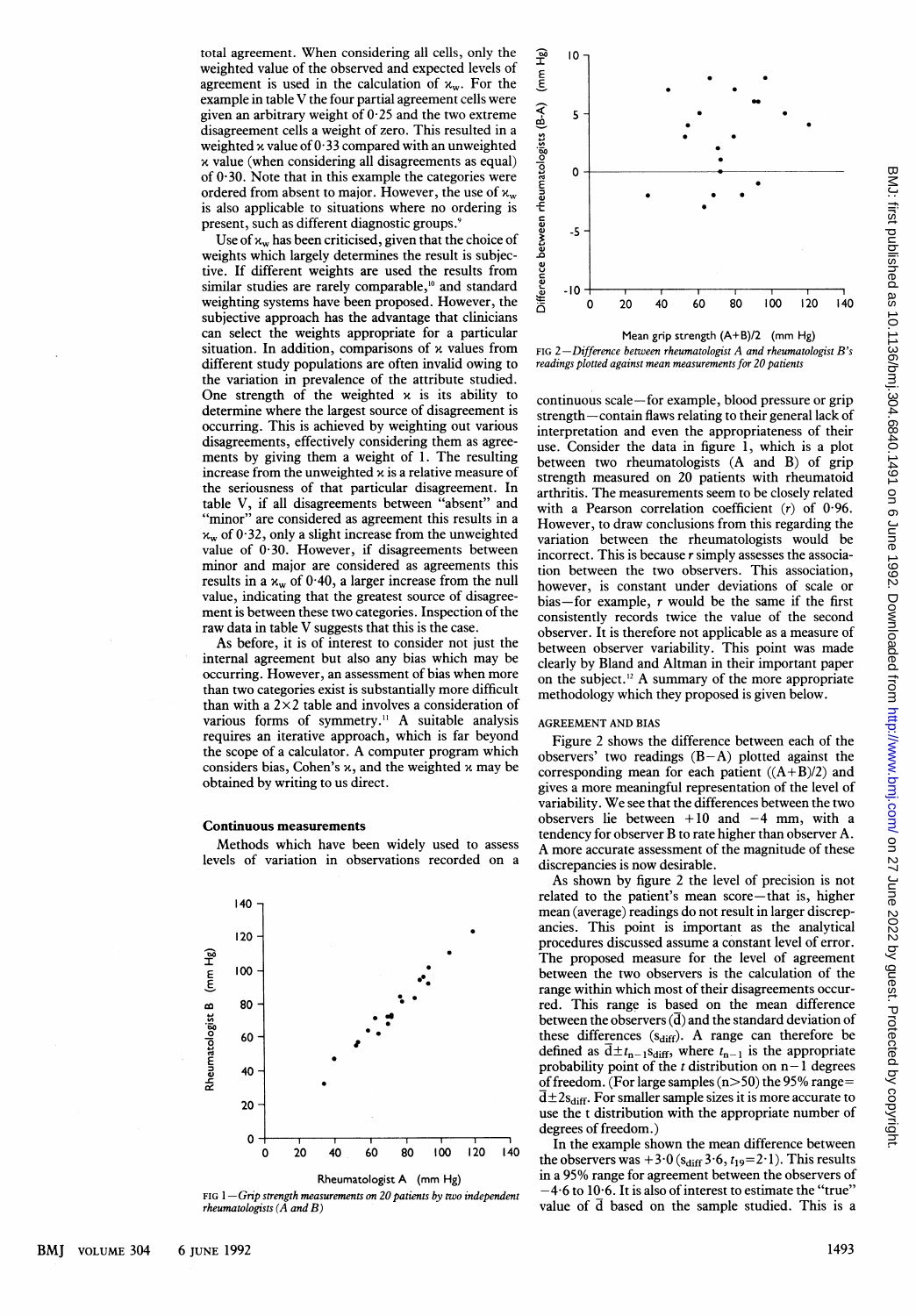total agreement. When considering all cells, only the weighted value of the observed and expected levels of agreement is used in the calculation of $\kappa_w$. For the example in table V the four partial agreement cells were given an arbitrary weight of 0·25 and the two extreme disagreement cells a weight of zero. This resulted in a weighted $\kappa$ value of 0·33 compared with an unweighted $\kappa$ value (when considering all disagreements as equal) of 0·30. Note that in this example the categories were ordered from absent to major. However, the use of $\kappa_w$ is also applicable to situations where no ordering is present, such as different diagnostic groups.[9]

Use of $\kappa_w$ has been criticised, given that the choice of weights which largely determines the result is subjective. If different weights are used the results from similar studies are rarely comparable,[10] and standard weighting systems have been proposed. However, the subjective approach has the advantage that clinicians can select the weights appropriate for a particular situation. In addition, comparisons of $\kappa$ values from different study populations are often invalid owing to the variation in prevalence of the attribute studied. One strength of the weighted $\kappa$ is its ability to determine where the largest source of disagreement is occurring. This is achieved by weighting out various disagreements, effectively considering them as agreements by giving them a weight of 1. The resulting increase from the unweighted $\kappa$ is a relative measure of the seriousness of that particular disagreement. In table V, if all disagreements between "absent" and "minor" are considered as agreement this results in a $\kappa_w$ of 0·32, only a slight increase from the unweighted value of 0·30. However, if disagreements between minor and major are considered as agreements this results in a $\kappa_w$ of 0·40, a larger increase from the null value, indicating that the greatest source of disagreement is between these two categories. Inspection of the raw data in table V suggests that this is the case.

As before, it is of interest to consider not just the internal agreement but also any bias which may be occurring. However, an assessment of bias when more than two categories exist is substantially more difficult than with a 2×2 table and involves a consideration of various forms of symmetry.[11] A suitable analysis requires an iterative approach, which is far beyond the scope of a calculator. A computer program which considers bias, Cohen's $\kappa$, and the weighted $\kappa$ may be obtained by writing to us direct.

## Continuous measurements

Methods which have been widely used to assess levels of variation in observations recorded on a continuous scale—for example, blood pressure or grip strength—contain flaws relating to their general lack of interpretation and even the appropriateness of their use. Consider the data in figure 1, which is a plot between two rheumatologists (A and B) of grip strength measured on 20 patients with rheumatoid arthritis. The measurements seem to be closely related with a Pearson correlation coefficient ($r$) of 0·96. However, to draw conclusions from this regarding the variation between the rheumatologists would be incorrect. This is because $r$ simply assesses the association between the two observers. This association, however, is constant under deviations of scale or bias—for example, $r$ would be the same if the first consistently records twice the value of the second observer. It is therefore not applicable as a measure of between observer variability. This point was made clearly by Bland and Altman in their important paper on the subject.[12] A summary of the more appropriate methodology which they proposed is given below.

FIG 1—*Grip strength measurements on 20 patients by two independent rheumatologists (A and B)*

FIG 2—*Difference between rheumatologist A and rheumatologist B's readings plotted against mean measurements for 20 patients*

### AGREEMENT AND BIAS

Figure 2 shows the difference between each of the observers' two readings (B−A) plotted against the corresponding mean for each patient ((A+B)/2) and gives a more meaningful representation of the level of variability. We see that the differences between the two observers lie between +10 and −4 mm, with a tendency for observer B to rate higher than observer A. A more accurate assessment of the magnitude of these discrepancies is now desirable.

As shown by figure 2 the level of precision is not related to the patient's mean score—that is, higher mean (average) readings do not result in larger discrepancies. This point is important as the analytical procedures discussed assume a constant level of error. The proposed measure for the level of agreement between the two observers is the calculation of the range within which most of their disagreements occurred. This range is based on the mean difference between the observers ($\bar{d}$) and the standard deviation of these differences ($s_{diff}$). A range can therefore be defined as $\bar{d} \pm t_{n-1} s_{diff}$, where $t_{n-1}$ is the appropriate probability point of the $t$ distribution on n−1 degrees of freedom. (For large samples (n>50) the 95% range= $\bar{d} \pm 2s_{diff}$. For smaller sample sizes it is more accurate to use the t distribution with the appropriate number of degrees of freedom.)

In the example shown the mean difference between the observers was +3·0 ($s_{diff}$ 3·6, $t_{19}$=2·1). This results in a 95% range for agreement between the observers of −4·6 to 10·6. It is also of interest to estimate the "true" value of $\bar{d}$ based on the sample studied. This is a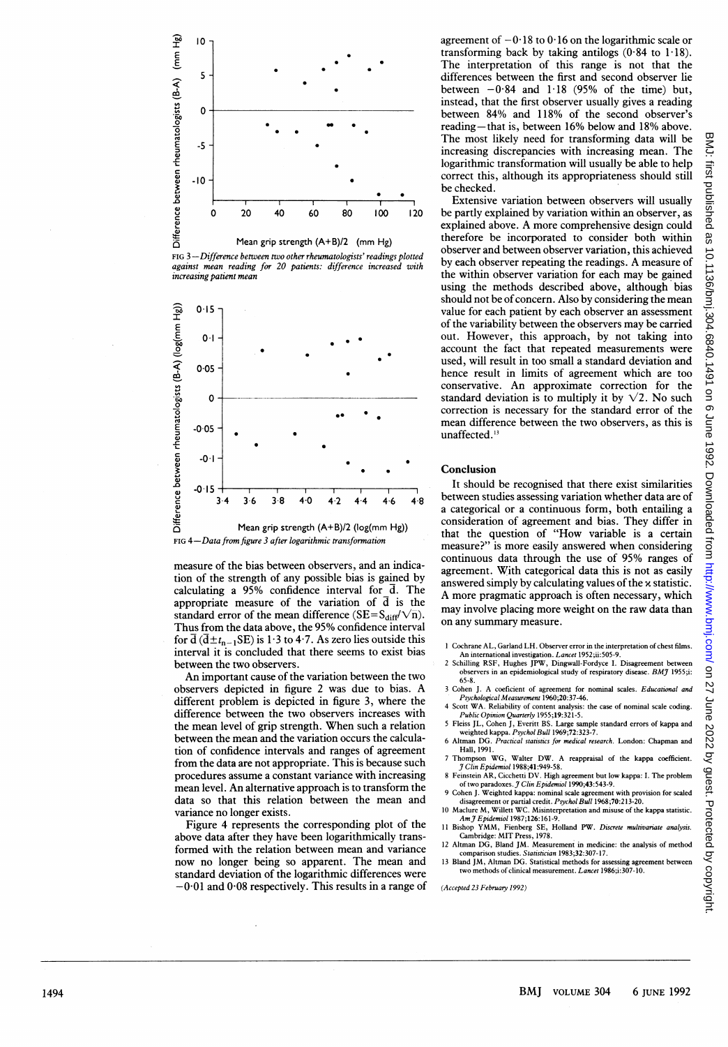10

5

0

-5

-10

0 20 40 60 80 100 120

Difference between rheumatologists (B-A) (mm Hg)

Mean grip strength (A+B)/2 (mm Hg)

FIG 3—*Difference between two other rheumatologists' readings plotted against mean reading for 20 patients: difference increased with increasing patient mean*

0·15

0·1

0·05

0

-0·05

-0·1

-0·15

3·4 3·6 3·8 4·0 4·2 4·4 4·6 4·8

Difference between rheumatologists (B-A) (log(mm Hg))

Mean grip strength (A+B)/2 (log(mm Hg))

FIG 4—*Data from figure 3 after logarithmic transformation*

measure of the bias between observers, and an indication of the strength of any possible bias is gained by calculating a 95% confidence interval for $\bar{d}$. The appropriate measure of the variation of $\bar{d}$ is the standard error of the mean difference ($SE = S_{diff}/\sqrt{n}$). Thus from the data above, the 95% confidence interval for $\bar{d}$ ($\bar{d} \pm t_{n-1}SE$) is 1·3 to 4·7. As zero lies outside this interval it is concluded that there seems to exist bias between the two observers.

An important cause of the variation between the two observers depicted in figure 2 was due to bias. A different problem is depicted in figure 3, where the difference between the two observers increases with the mean level of grip strength. When such a relation between the mean and the variation occurs the calculation of confidence intervals and ranges of agreement from the data are not appropriate. This is because such procedures assume a constant variance with increasing mean level. An alternative approach is to transform the data so that this relation between the mean and variance no longer exists.

Figure 4 represents the corresponding plot of the above data after they have been logarithmically transformed with the relation between mean and variance now no longer being so apparent. The mean and standard deviation of the logarithmic differences were −0·01 and 0·08 respectively. This results in a range of agreement of −0·18 to 0·16 on the logarithmic scale or transforming back by taking antilogs (0·84 to 1·18). The interpretation of this range is not that the differences between the first and second observer lie between −0·84 and 1·18 (95% of the time) but, instead, that the first observer usually gives a reading between 84% and 118% of the second observer's reading—that is, between 16% below and 18% above. The most likely need for transforming data will be increasing discrepancies with increasing mean. The logarithmic transformation will usually be able to help correct this, although its appropriateness should still be checked.

Extensive variation between observers will usually be partly explained by variation within an observer, as explained above. A more comprehensive design could therefore be incorporated to consider both within observer and between observer variation, this achieved by each observer repeating the readings. A measure of the within observer variation for each may be gained using the methods described above, although bias should not be of concern. Also by considering the mean value for each patient by each observer an assessment of the variability between the observers may be carried out. However, this approach, by not taking into account the fact that repeated measurements were used, will result in too small a standard deviation and hence result in limits of agreement which are too conservative. An approximate correction for the standard deviation is to multiply it by $\sqrt{2}$. No such correction is necessary for the standard error of the mean difference between the two observers, as this is unaffected.[13]

## Conclusion

It should be recognised that there exist similarities between studies assessing variation whether data are of a categorical or a continuous form, both entailing a consideration of agreement and bias. They differ in that the question of "How variable is a certain measure?" is more easily answered when considering continuous data through the use of 95% ranges of agreement. With categorical data this is not as easily answered simply by calculating values of the $\kappa$ statistic. A more pragmatic approach is often necessary, which may involve placing more weight on the raw data than on any summary measure.

1 Cochrane AL, Garland LH. Observer error in the interpretation of chest films. An international investigation. *Lancet* 1952;ii:505-9.
2 Schilling RSF, Hughes JPW, Dingwall-Fordyce I. Disagreement between observers in an epidemiological study of respiratory disease. *BMJ* 1955;i:65-8.
3 Cohen J. A coeficient of agreement for nominal scales. *Educational and Psychological Measurement* 1960;20:37-46.
4 Scott WA. Reliability of content analysis: the case of nominal scale coding. *Public Opinion Quarterly* 1955;19:321-5.
5 Fleiss JL, Cohen J, Everitt BS. Large sample standard errors of kappa and weighted kappa. *Psychol Bull* 1969;72:323-7.
6 Altman DG. *Practical statistics for medical research*. London: Chapman and Hall, 1991.
7 Thompson WG, Walter DW. A reappraisal of the kappa coefficient. *J Clin Epidemiol* 1988;41:949-58.
8 Feinstein AR, Cicchetti DV. High agreement but low kappa: I. The problem of two paradoxes. *J Clin Epidemiol* 1990;43:543-9.
9 Cohen J. Weighted kappa: nominal scale agreement with provision for scaled disagreement or partial credit. *Psychol Bull* 1968;70:213-20.
10 Maclure M, Willett WC. Misinterpretation and misuse of the kappa statistic. *Am J Epidemiol* 1987;126:161-9.
11 Bishop YMM, Fienberg SE, Holland PW. *Discrete multivariate analysis*. Cambridge: MIT Press, 1978.
12 Altman DG, Bland JM. Measurement in medicine: the analysis of method comparison studies. *Statistician* 1983;32:307-17.
13 Bland JM, Altman DG. Statistical methods for assessing agreement between two methods of clinical measurement. *Lancet* 1986;i:307-10.

*(Accepted 23 February 1992)*